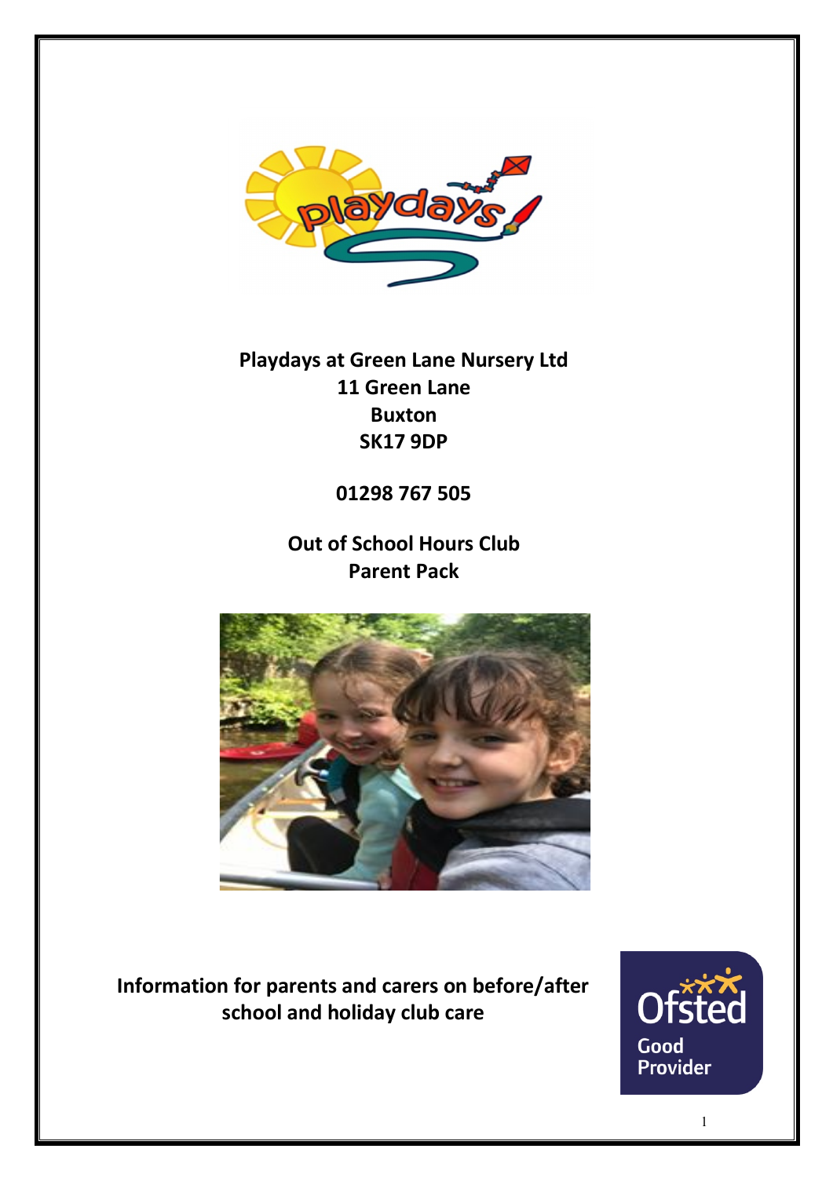**Playdays at Green Lane Nursery Ltd**
**11 Green Lane**
**Buxton**
**SK17 9DP**

**01298 767 505**

# Out of School Hours Club Parent Pack

**Information for parents and carers on before/after school and holiday club care**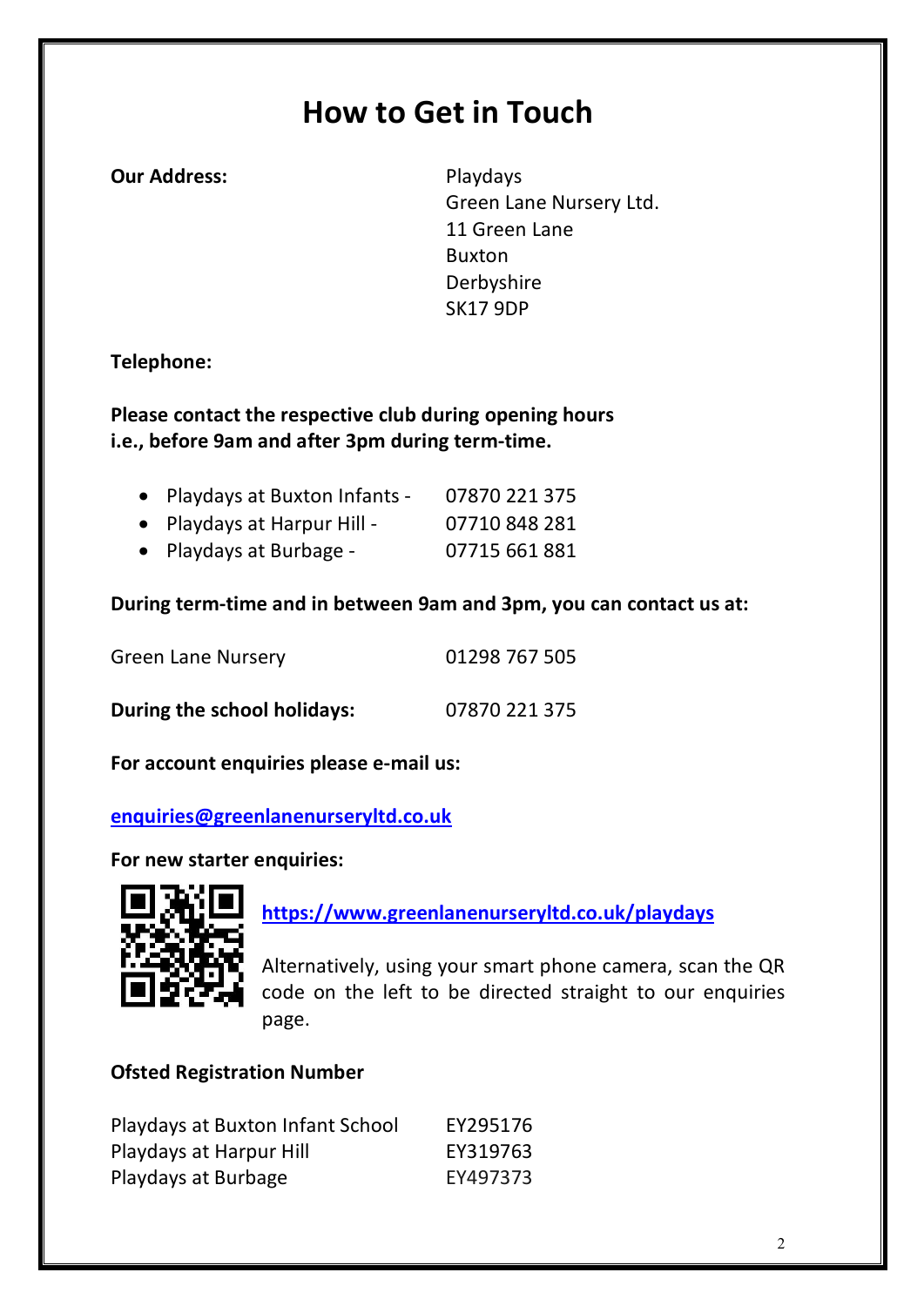# How to Get in Touch

**Our Address:**

Playdays
Green Lane Nursery Ltd.
11 Green Lane
Buxton
Derbyshire
SK17 9DP

**Telephone:**

**Please contact the respective club during opening hours i.e., before 9am and after 3pm during term-time.**

- Playdays at Buxton Infants - 07870 221 375
- Playdays at Harpur Hill - 07710 848 281
- Playdays at Burbage - 07715 661 881

**During term-time and in between 9am and 3pm, you can contact us at:**

Green Lane Nursery 01298 767 505

**During the school holidays:** 07870 221 375

**For account enquiries please e-mail us:**

**enquiries@greenlanenurseryltd.co.uk**

**For new starter enquiries:**

**https://www.greenlanenurseryltd.co.uk/playdays**

Alternatively, using your smart phone camera, scan the QR code on the left to be directed straight to our enquiries page.

**Ofsted Registration Number**

| | |
|---|---|
| Playdays at Buxton Infant School | EY295176 |
| Playdays at Harpur Hill | EY319763 |
| Playdays at Burbage | EY497373 |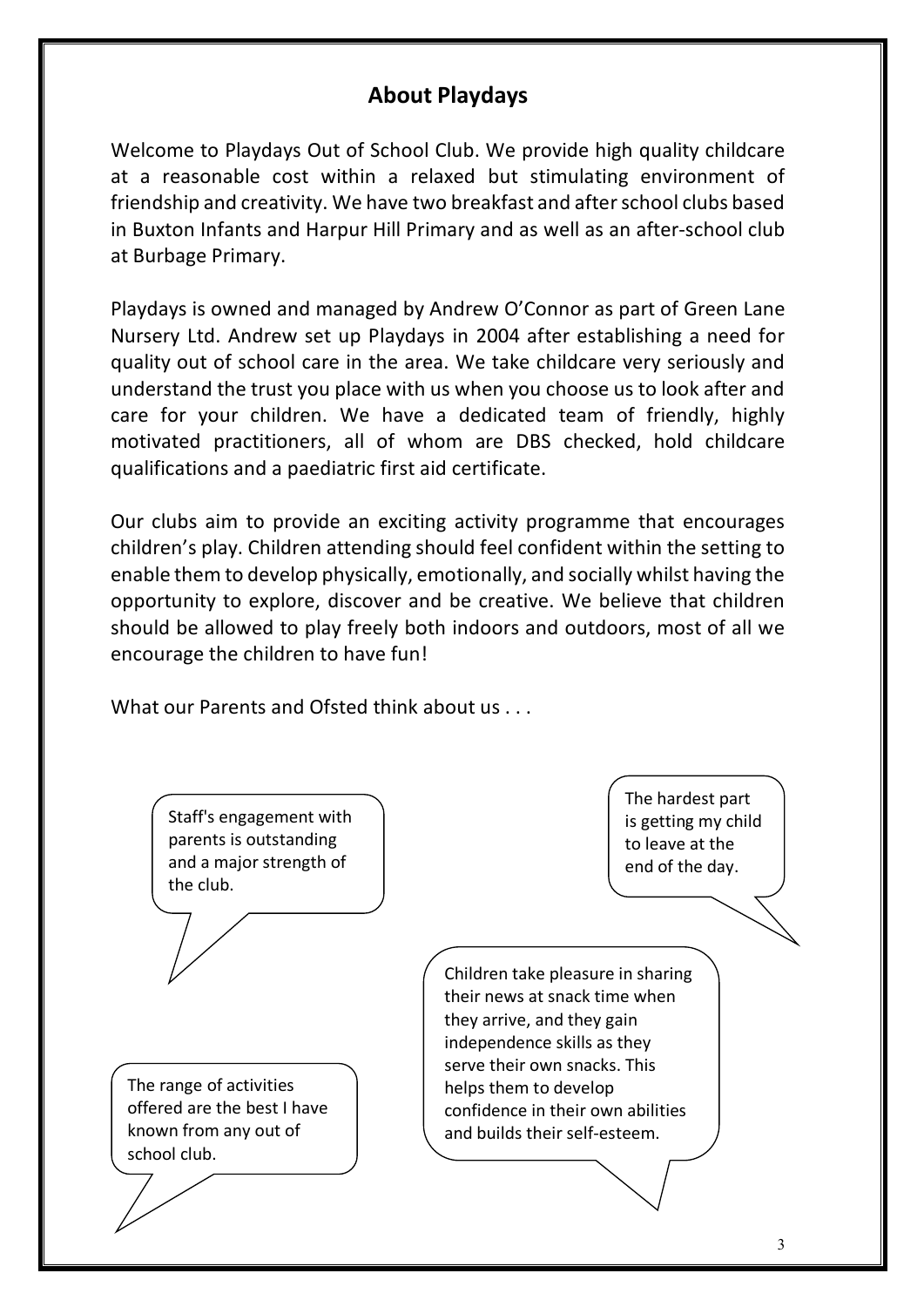## About Playdays

Welcome to Playdays Out of School Club. We provide high quality childcare at a reasonable cost within a relaxed but stimulating environment of friendship and creativity. We have two breakfast and after school clubs based in Buxton Infants and Harpur Hill Primary and as well as an after-school club at Burbage Primary.

Playdays is owned and managed by Andrew O'Connor as part of Green Lane Nursery Ltd. Andrew set up Playdays in 2004 after establishing a need for quality out of school care in the area. We take childcare very seriously and understand the trust you place with us when you choose us to look after and care for your children. We have a dedicated team of friendly, highly motivated practitioners, all of whom are DBS checked, hold childcare qualifications and a paediatric first aid certificate.

Our clubs aim to provide an exciting activity programme that encourages children's play. Children attending should feel confident within the setting to enable them to develop physically, emotionally, and socially whilst having the opportunity to explore, discover and be creative. We believe that children should be allowed to play freely both indoors and outdoors, most of all we encourage the children to have fun!

What our Parents and Ofsted think about us . . .

> Staff's engagement with parents is outstanding and a major strength of the club.

> The hardest part is getting my child to leave at the end of the day.

> Children take pleasure in sharing their news at snack time when they arrive, and they gain independence skills as they serve their own snacks. This helps them to develop confidence in their own abilities and builds their self-esteem.

> The range of activities offered are the best I have known from any out of school club.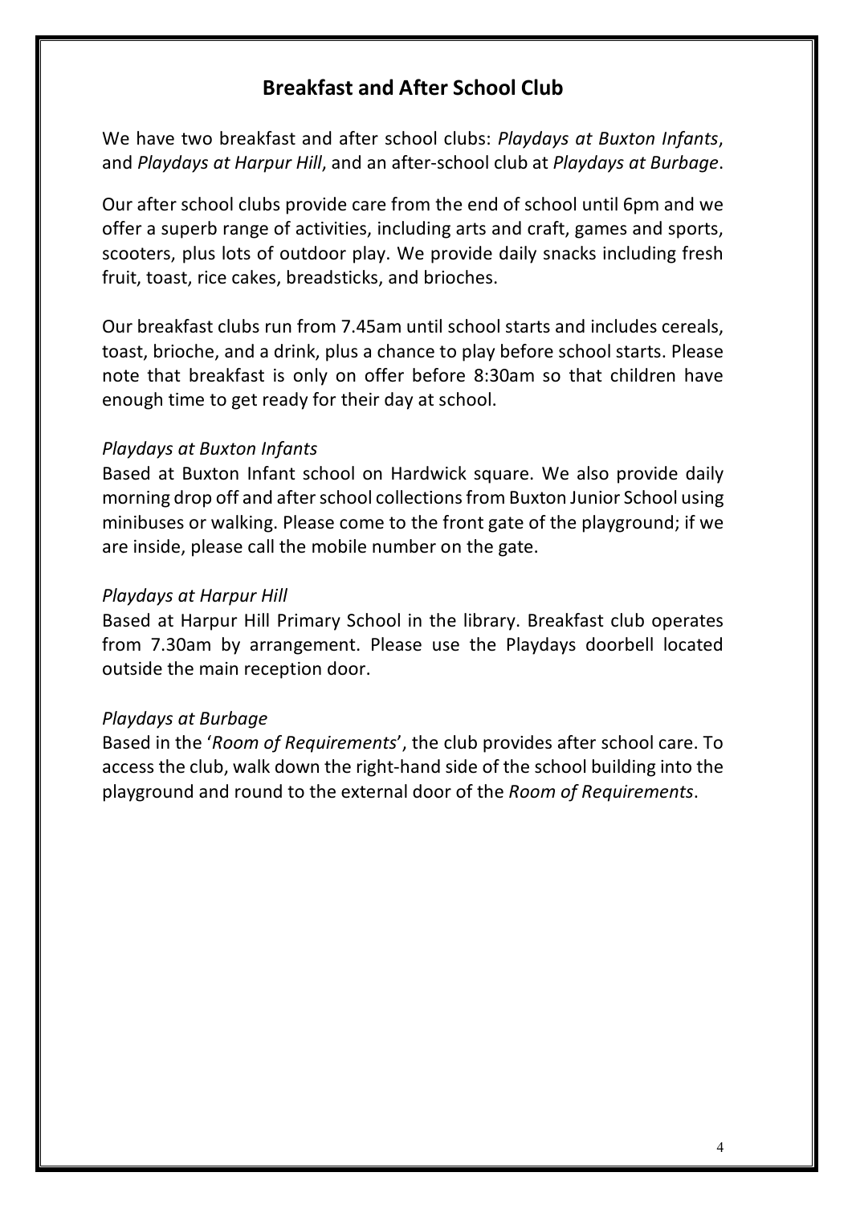## Breakfast and After School Club

We have two breakfast and after school clubs: *Playdays at Buxton Infants*, and *Playdays at Harpur Hill*, and an after-school club at *Playdays at Burbage*.

Our after school clubs provide care from the end of school until 6pm and we offer a superb range of activities, including arts and craft, games and sports, scooters, plus lots of outdoor play. We provide daily snacks including fresh fruit, toast, rice cakes, breadsticks, and brioches.

Our breakfast clubs run from 7.45am until school starts and includes cereals, toast, brioche, and a drink, plus a chance to play before school starts. Please note that breakfast is only on offer before 8:30am so that children have enough time to get ready for their day at school.

*Playdays at Buxton Infants*

Based at Buxton Infant school on Hardwick square. We also provide daily morning drop off and after school collections from Buxton Junior School using minibuses or walking. Please come to the front gate of the playground; if we are inside, please call the mobile number on the gate.

*Playdays at Harpur Hill*

Based at Harpur Hill Primary School in the library. Breakfast club operates from 7.30am by arrangement. Please use the Playdays doorbell located outside the main reception door.

*Playdays at Burbage*

Based in the '*Room of Requirements*', the club provides after school care. To access the club, walk down the right-hand side of the school building into the playground and round to the external door of the *Room of Requirements*.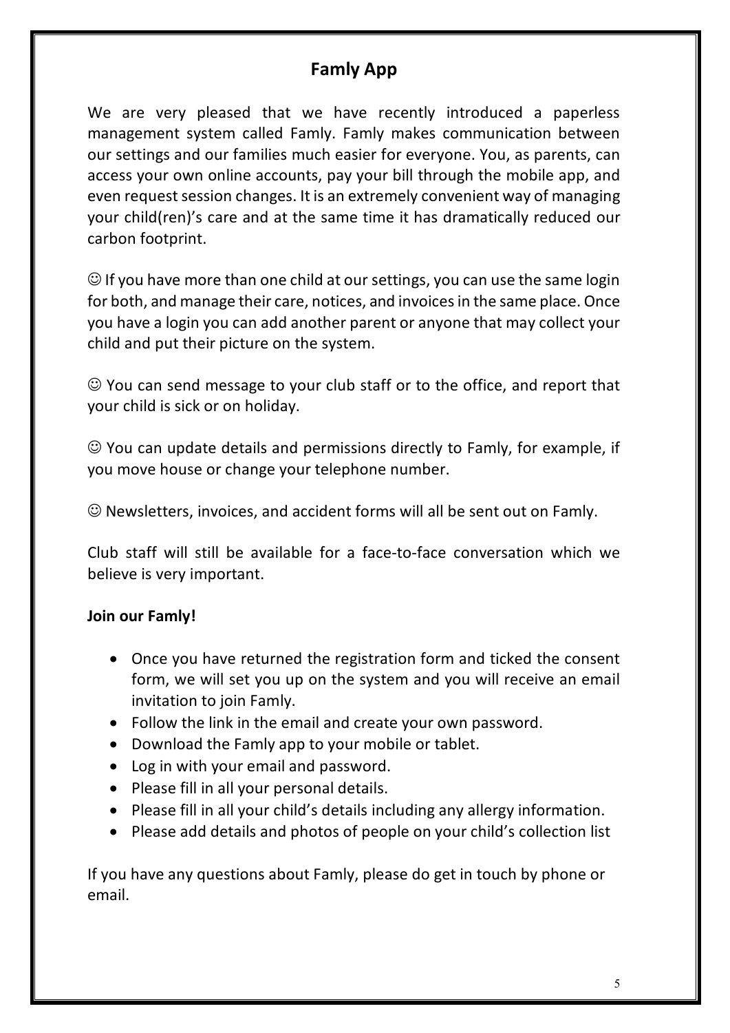# Famly App

We are very pleased that we have recently introduced a paperless management system called Famly. Famly makes communication between our settings and our families much easier for everyone. You, as parents, can access your own online accounts, pay your bill through the mobile app, and even request session changes. It is an extremely convenient way of managing your child(ren)'s care and at the same time it has dramatically reduced our carbon footprint.

☺ If you have more than one child at our settings, you can use the same login for both, and manage their care, notices, and invoices in the same place. Once you have a login you can add another parent or anyone that may collect your child and put their picture on the system.

☺ You can send message to your club staff or to the office, and report that your child is sick or on holiday.

☺ You can update details and permissions directly to Famly, for example, if you move house or change your telephone number.

☺ Newsletters, invoices, and accident forms will all be sent out on Famly.

Club staff will still be available for a face-to-face conversation which we believe is very important.

**Join our Famly!**

- Once you have returned the registration form and ticked the consent form, we will set you up on the system and you will receive an email invitation to join Famly.
- Follow the link in the email and create your own password.
- Download the Famly app to your mobile or tablet.
- Log in with your email and password.
- Please fill in all your personal details.
- Please fill in all your child's details including any allergy information.
- Please add details and photos of people on your child's collection list

If you have any questions about Famly, please do get in touch by phone or email.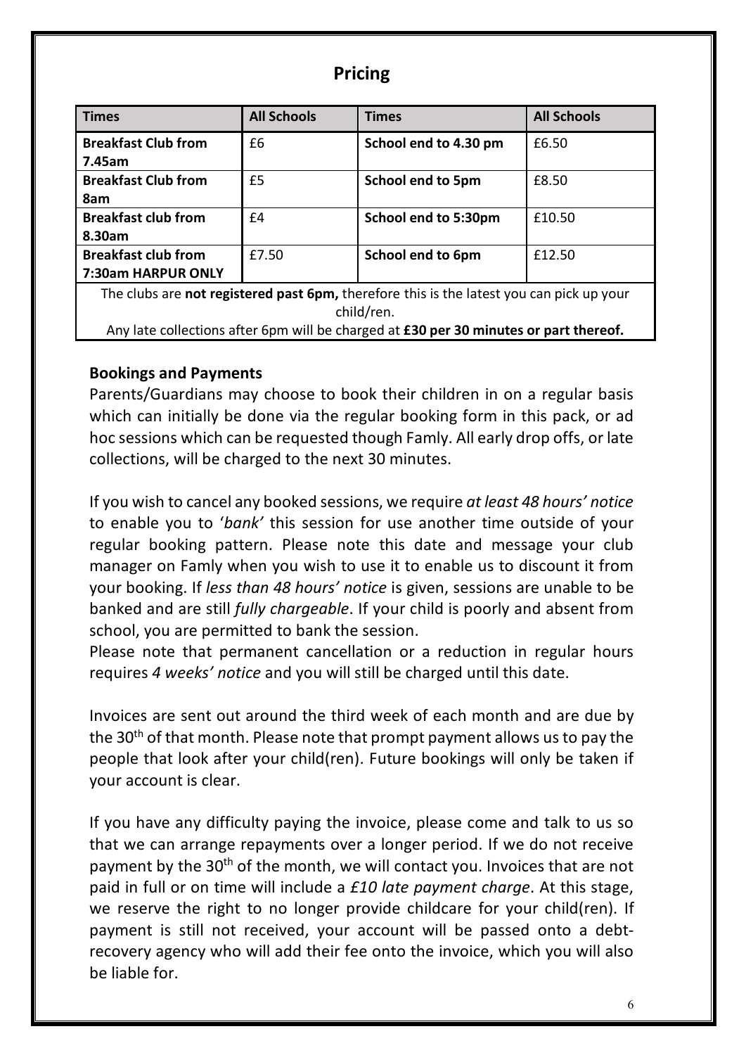## Pricing

| Times | All Schools | Times | All Schools |
|---|---|---|---|
| **Breakfast Club from 7.45am** | £6 | **School end to 4.30 pm** | £6.50 |
| **Breakfast Club from 8am** | £5 | **School end to 5pm** | £8.50 |
| **Breakfast club from 8.30am** | £4 | **School end to 5:30pm** | £10.50 |
| **Breakfast club from 7:30am HARPUR ONLY** | £7.50 | **School end to 6pm** | £12.50 |

The clubs are **not registered past 6pm,** therefore this is the latest you can pick up your child/ren.

Any late collections after 6pm will be charged at **£30 per 30 minutes or part thereof.**

### Bookings and Payments

Parents/Guardians may choose to book their children in on a regular basis which can initially be done via the regular booking form in this pack, or ad hoc sessions which can be requested though Famly. All early drop offs, or late collections, will be charged to the next 30 minutes.

If you wish to cancel any booked sessions, we require *at least 48 hours' notice* to enable you to '*bank'* this session for use another time outside of your regular booking pattern. Please note this date and message your club manager on Famly when you wish to use it to enable us to discount it from your booking. If *less than 48 hours' notice* is given, sessions are unable to be banked and are still *fully chargeable*. If your child is poorly and absent from school, you are permitted to bank the session.

Please note that permanent cancellation or a reduction in regular hours requires *4 weeks' notice* and you will still be charged until this date.

Invoices are sent out around the third week of each month and are due by the 30th of that month. Please note that prompt payment allows us to pay the people that look after your child(ren). Future bookings will only be taken if your account is clear.

If you have any difficulty paying the invoice, please come and talk to us so that we can arrange repayments over a longer period. If we do not receive payment by the 30th of the month, we will contact you. Invoices that are not paid in full or on time will include a *£10 late payment charge*. At this stage, we reserve the right to no longer provide childcare for your child(ren). If payment is still not received, your account will be passed onto a debt-recovery agency who will add their fee onto the invoice, which you will also be liable for.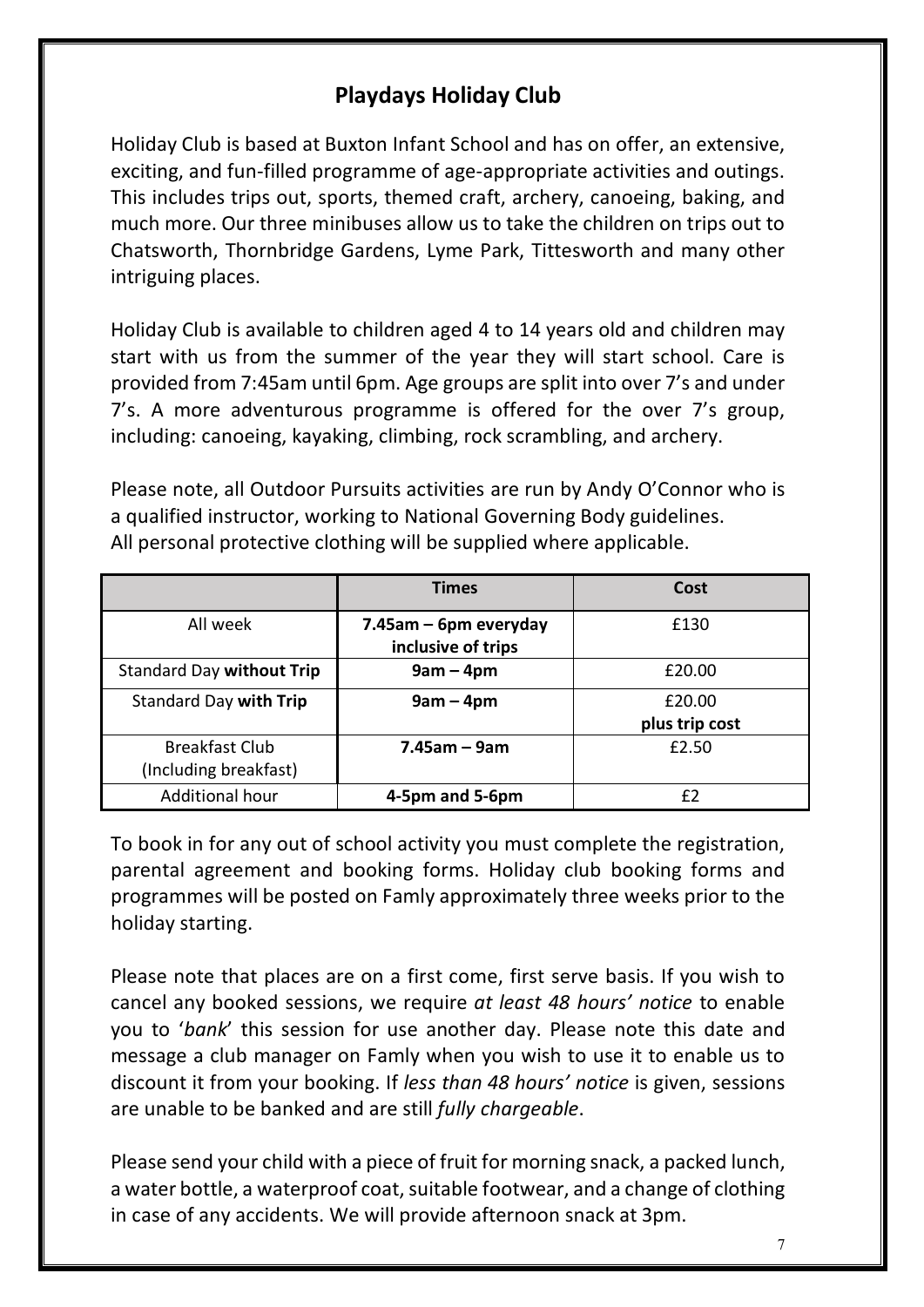# Playdays Holiday Club

Holiday Club is based at Buxton Infant School and has on offer, an extensive, exciting, and fun-filled programme of age-appropriate activities and outings. This includes trips out, sports, themed craft, archery, canoeing, baking, and much more. Our three minibuses allow us to take the children on trips out to Chatsworth, Thornbridge Gardens, Lyme Park, Tittesworth and many other intriguing places.

Holiday Club is available to children aged 4 to 14 years old and children may start with us from the summer of the year they will start school. Care is provided from 7:45am until 6pm. Age groups are split into over 7's and under 7's. A more adventurous programme is offered for the over 7's group, including: canoeing, kayaking, climbing, rock scrambling, and archery.

Please note, all Outdoor Pursuits activities are run by Andy O'Connor who is a qualified instructor, working to National Governing Body guidelines.
All personal protective clothing will be supplied where applicable.

| | **Times** | **Cost** |
|---|---|---|
| All week | **7.45am – 6pm everyday inclusive of trips** | £130 |
| Standard Day **without Trip** | **9am – 4pm** | £20.00 |
| Standard Day **with Trip** | **9am – 4pm** | £20.00 plus trip cost |
| Breakfast Club (Including breakfast) | **7.45am – 9am** | £2.50 |
| Additional hour | **4-5pm and 5-6pm** | £2 |

To book in for any out of school activity you must complete the registration, parental agreement and booking forms. Holiday club booking forms and programmes will be posted on Famly approximately three weeks prior to the holiday starting.

Please note that places are on a first come, first serve basis. If you wish to cancel any booked sessions, we require *at least 48 hours' notice* to enable you to '*bank*' this session for use another day. Please note this date and message a club manager on Famly when you wish to use it to enable us to discount it from your booking. If *less than 48 hours' notice* is given, sessions are unable to be banked and are still *fully chargeable*.

Please send your child with a piece of fruit for morning snack, a packed lunch, a water bottle, a waterproof coat, suitable footwear, and a change of clothing in case of any accidents. We will provide afternoon snack at 3pm.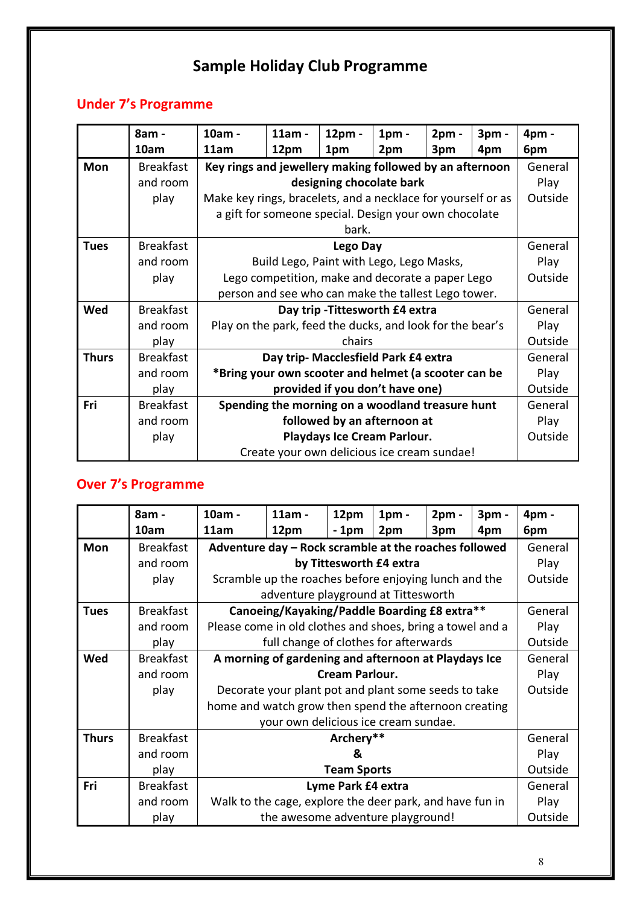# Sample Holiday Club Programme

## Under 7's Programme

| | 8am - 10am | 10am - 11am | 11am - 12pm | 12pm - 1pm | 1pm - 2pm | 2pm - 3pm | 3pm - 4pm | 4pm - 6pm |
|---|---|---|---|---|---|---|---|---|
| **Mon** | Breakfast and room play | **Key rings and jewellery making followed by an afternoon designing chocolate bark** Make key rings, bracelets, and a necklace for yourself or as a gift for someone special. Design your own chocolate bark. | | | | | | General Play Outside |
| **Tues** | Breakfast and room play | **Lego Day** Build Lego, Paint with Lego, Lego Masks, Lego competition, make and decorate a paper Lego person and see who can make the tallest Lego tower. | | | | | | General Play Outside |
| **Wed** | Breakfast and room play | **Day trip -Tittesworth £4 extra** Play on the park, feed the ducks, and look for the bear's chairs | | | | | | General Play Outside |
| **Thurs** | Breakfast and room play | **Day trip- Macclesfield Park £4 extra** **\*Bring your own scooter and helmet (a scooter can be provided if you don't have one)** | | | | | | General Play Outside |
| **Fri** | Breakfast and room play | **Spending the morning on a woodland treasure hunt followed by an afternoon at Playdays Ice Cream Parlour.** Create your own delicious ice cream sundae! | | | | | | General Play Outside |

## Over 7's Programme

| | 8am - 10am | 10am - 11am | 11am - 12pm | 12pm - 1pm | 1pm - 2pm | 2pm - 3pm | 3pm - 4pm | 4pm - 6pm |
|---|---|---|---|---|---|---|---|---|
| **Mon** | Breakfast and room play | **Adventure day – Rock scramble at the roaches followed by Tittesworth £4 extra** Scramble up the roaches before enjoying lunch and the adventure playground at Tittesworth | | | | | | General Play Outside |
| **Tues** | Breakfast and room play | **Canoeing/Kayaking/Paddle Boarding £8 extra\*\*** Please come in old clothes and shoes, bring a towel and a full change of clothes for afterwards | | | | | | General Play Outside |
| **Wed** | Breakfast and room play | **A morning of gardening and afternoon at Playdays Ice Cream Parlour.** Decorate your plant pot and plant some seeds to take home and watch grow then spend the afternoon creating your own delicious ice cream sundae. | | | | | | General Play Outside |
| **Thurs** | Breakfast and room play | **Archery\*\* & Team Sports** | | | | | | General Play Outside |
| **Fri** | Breakfast and room play | **Lyme Park £4 extra** Walk to the cage, explore the deer park, and have fun in the awesome adventure playground! | | | | | | General Play Outside |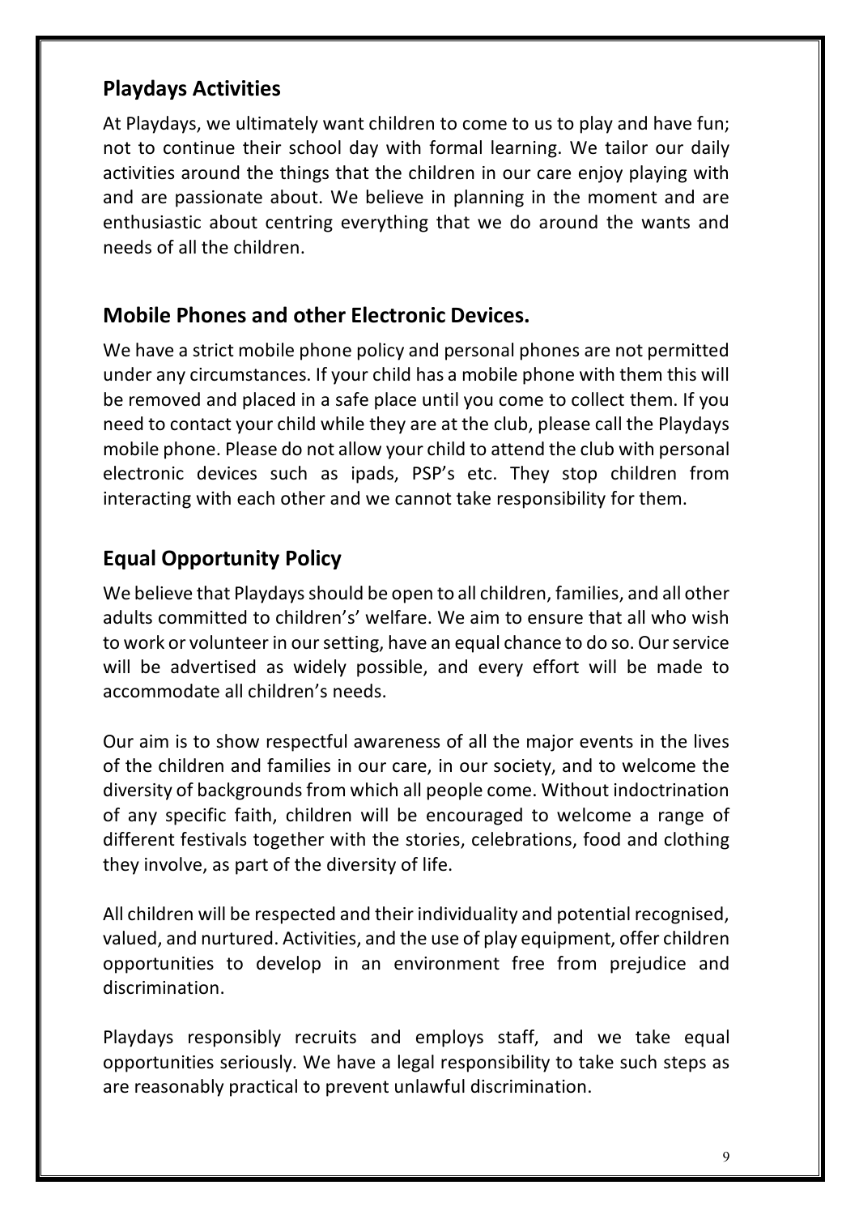## Playdays Activities

At Playdays, we ultimately want children to come to us to play and have fun; not to continue their school day with formal learning. We tailor our daily activities around the things that the children in our care enjoy playing with and are passionate about. We believe in planning in the moment and are enthusiastic about centring everything that we do around the wants and needs of all the children.

## Mobile Phones and other Electronic Devices.

We have a strict mobile phone policy and personal phones are not permitted under any circumstances. If your child has a mobile phone with them this will be removed and placed in a safe place until you come to collect them. If you need to contact your child while they are at the club, please call the Playdays mobile phone. Please do not allow your child to attend the club with personal electronic devices such as ipads, PSP's etc. They stop children from interacting with each other and we cannot take responsibility for them.

## Equal Opportunity Policy

We believe that Playdays should be open to all children, families, and all other adults committed to children's' welfare. We aim to ensure that all who wish to work or volunteer in our setting, have an equal chance to do so. Our service will be advertised as widely possible, and every effort will be made to accommodate all children's needs.

Our aim is to show respectful awareness of all the major events in the lives of the children and families in our care, in our society, and to welcome the diversity of backgrounds from which all people come. Without indoctrination of any specific faith, children will be encouraged to welcome a range of different festivals together with the stories, celebrations, food and clothing they involve, as part of the diversity of life.

All children will be respected and their individuality and potential recognised, valued, and nurtured. Activities, and the use of play equipment, offer children opportunities to develop in an environment free from prejudice and discrimination.

Playdays responsibly recruits and employs staff, and we take equal opportunities seriously. We have a legal responsibility to take such steps as are reasonably practical to prevent unlawful discrimination.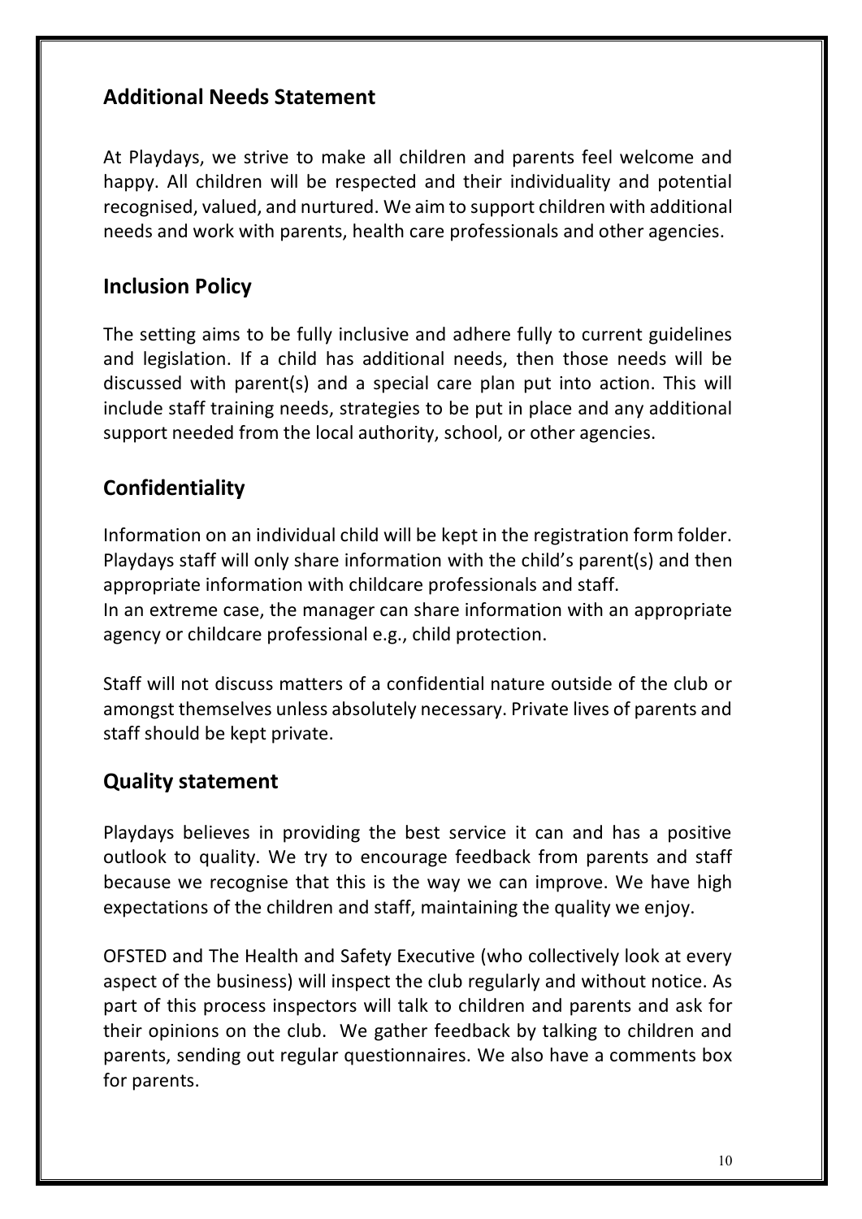## Additional Needs Statement

At Playdays, we strive to make all children and parents feel welcome and happy. All children will be respected and their individuality and potential recognised, valued, and nurtured. We aim to support children with additional needs and work with parents, health care professionals and other agencies.

## Inclusion Policy

The setting aims to be fully inclusive and adhere fully to current guidelines and legislation. If a child has additional needs, then those needs will be discussed with parent(s) and a special care plan put into action. This will include staff training needs, strategies to be put in place and any additional support needed from the local authority, school, or other agencies.

## Confidentiality

Information on an individual child will be kept in the registration form folder. Playdays staff will only share information with the child's parent(s) and then appropriate information with childcare professionals and staff.
In an extreme case, the manager can share information with an appropriate agency or childcare professional e.g., child protection.

Staff will not discuss matters of a confidential nature outside of the club or amongst themselves unless absolutely necessary. Private lives of parents and staff should be kept private.

## Quality statement

Playdays believes in providing the best service it can and has a positive outlook to quality. We try to encourage feedback from parents and staff because we recognise that this is the way we can improve. We have high expectations of the children and staff, maintaining the quality we enjoy.

OFSTED and The Health and Safety Executive (who collectively look at every aspect of the business) will inspect the club regularly and without notice. As part of this process inspectors will talk to children and parents and ask for their opinions on the club. We gather feedback by talking to children and parents, sending out regular questionnaires. We also have a comments box for parents.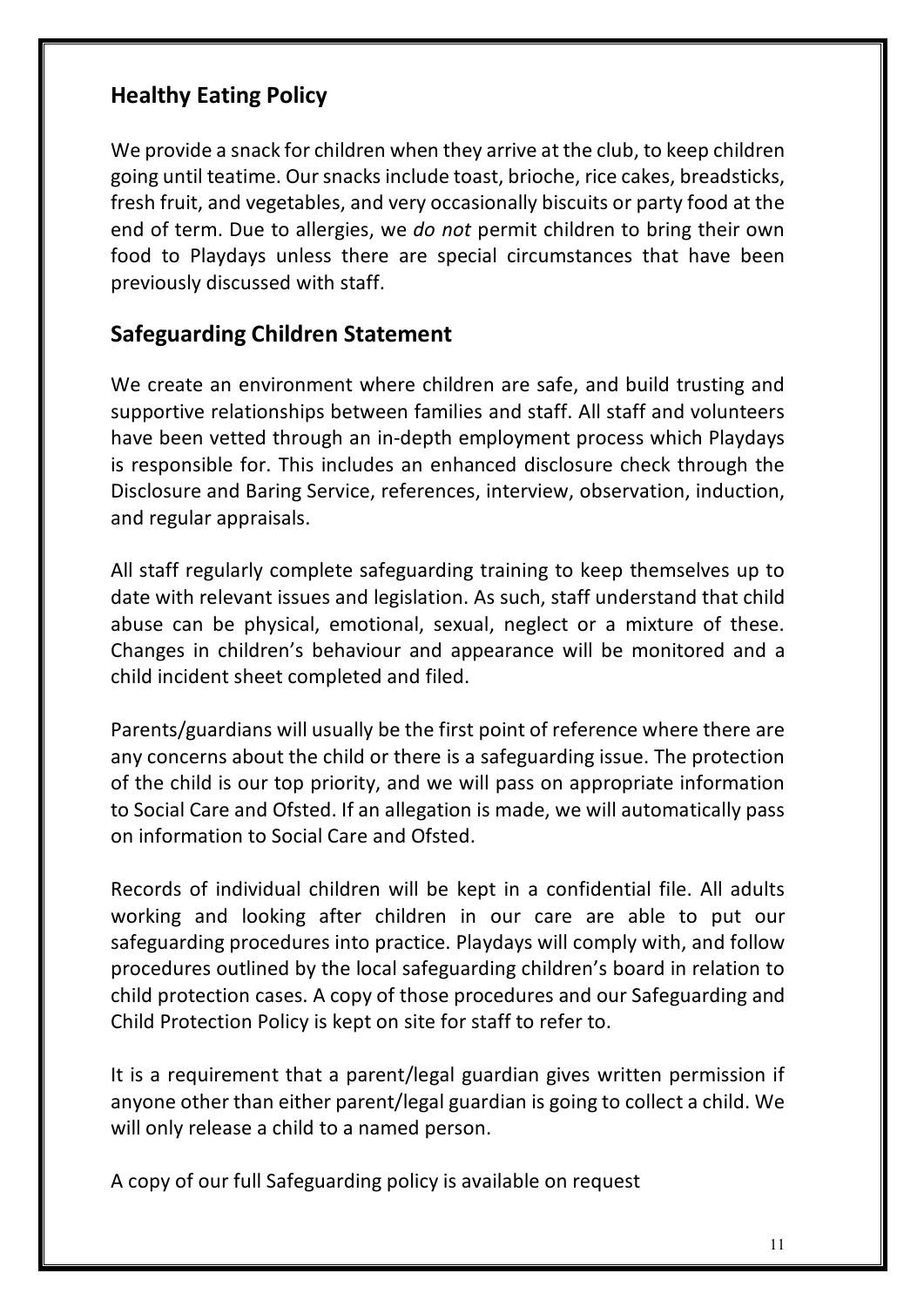## Healthy Eating Policy

We provide a snack for children when they arrive at the club, to keep children going until teatime. Our snacks include toast, brioche, rice cakes, breadsticks, fresh fruit, and vegetables, and very occasionally biscuits or party food at the end of term. Due to allergies, we *do not* permit children to bring their own food to Playdays unless there are special circumstances that have been previously discussed with staff.

## Safeguarding Children Statement

We create an environment where children are safe, and build trusting and supportive relationships between families and staff. All staff and volunteers have been vetted through an in-depth employment process which Playdays is responsible for. This includes an enhanced disclosure check through the Disclosure and Baring Service, references, interview, observation, induction, and regular appraisals.

All staff regularly complete safeguarding training to keep themselves up to date with relevant issues and legislation. As such, staff understand that child abuse can be physical, emotional, sexual, neglect or a mixture of these. Changes in children's behaviour and appearance will be monitored and a child incident sheet completed and filed.

Parents/guardians will usually be the first point of reference where there are any concerns about the child or there is a safeguarding issue. The protection of the child is our top priority, and we will pass on appropriate information to Social Care and Ofsted. If an allegation is made, we will automatically pass on information to Social Care and Ofsted.

Records of individual children will be kept in a confidential file. All adults working and looking after children in our care are able to put our safeguarding procedures into practice. Playdays will comply with, and follow procedures outlined by the local safeguarding children's board in relation to child protection cases. A copy of those procedures and our Safeguarding and Child Protection Policy is kept on site for staff to refer to.

It is a requirement that a parent/legal guardian gives written permission if anyone other than either parent/legal guardian is going to collect a child. We will only release a child to a named person.

A copy of our full Safeguarding policy is available on request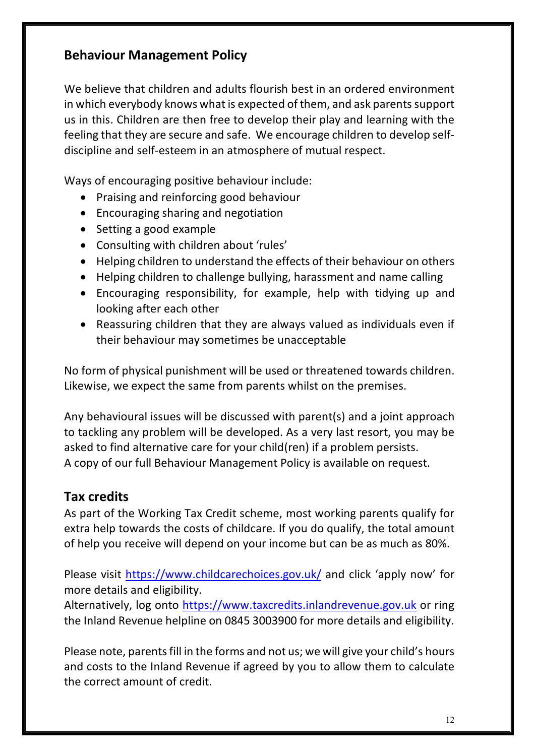## Behaviour Management Policy

We believe that children and adults flourish best in an ordered environment in which everybody knows what is expected of them, and ask parents support us in this. Children are then free to develop their play and learning with the feeling that they are secure and safe. We encourage children to develop self-discipline and self-esteem in an atmosphere of mutual respect.

Ways of encouraging positive behaviour include:

- Praising and reinforcing good behaviour
- Encouraging sharing and negotiation
- Setting a good example
- Consulting with children about 'rules'
- Helping children to understand the effects of their behaviour on others
- Helping children to challenge bullying, harassment and name calling
- Encouraging responsibility, for example, help with tidying up and looking after each other
- Reassuring children that they are always valued as individuals even if their behaviour may sometimes be unacceptable

No form of physical punishment will be used or threatened towards children. Likewise, we expect the same from parents whilst on the premises.

Any behavioural issues will be discussed with parent(s) and a joint approach to tackling any problem will be developed. As a very last resort, you may be asked to find alternative care for your child(ren) if a problem persists.
A copy of our full Behaviour Management Policy is available on request.

## Tax credits

As part of the Working Tax Credit scheme, most working parents qualify for extra help towards the costs of childcare. If you do qualify, the total amount of help you receive will depend on your income but can be as much as 80%.

Please visit https://www.childcarechoices.gov.uk/ and click 'apply now' for more details and eligibility.
Alternatively, log onto https://www.taxcredits.inlandrevenue.gov.uk or ring the Inland Revenue helpline on 0845 3003900 for more details and eligibility.

Please note, parents fill in the forms and not us; we will give your child's hours and costs to the Inland Revenue if agreed by you to allow them to calculate the correct amount of credit.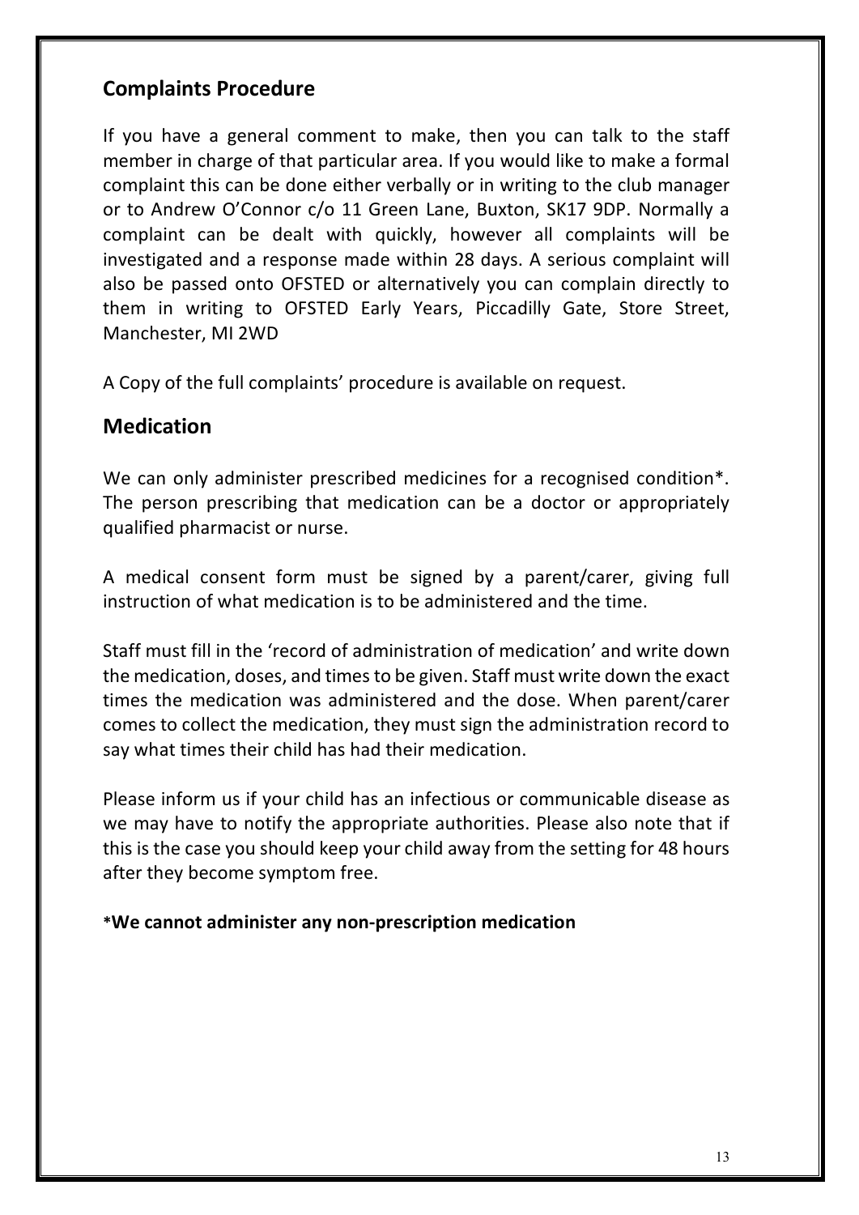## Complaints Procedure

If you have a general comment to make, then you can talk to the staff member in charge of that particular area. If you would like to make a formal complaint this can be done either verbally or in writing to the club manager or to Andrew O'Connor c/o 11 Green Lane, Buxton, SK17 9DP. Normally a complaint can be dealt with quickly, however all complaints will be investigated and a response made within 28 days. A serious complaint will also be passed onto OFSTED or alternatively you can complain directly to them in writing to OFSTED Early Years, Piccadilly Gate, Store Street, Manchester, MI 2WD

A Copy of the full complaints' procedure is available on request.

## Medication

We can only administer prescribed medicines for a recognised condition*. The person prescribing that medication can be a doctor or appropriately qualified pharmacist or nurse.

A medical consent form must be signed by a parent/carer, giving full instruction of what medication is to be administered and the time.

Staff must fill in the 'record of administration of medication' and write down the medication, doses, and times to be given. Staff must write down the exact times the medication was administered and the dose. When parent/carer comes to collect the medication, they must sign the administration record to say what times their child has had their medication.

Please inform us if your child has an infectious or communicable disease as we may have to notify the appropriate authorities. Please also note that if this is the case you should keep your child away from the setting for 48 hours after they become symptom free.

**\*We cannot administer any non-prescription medication**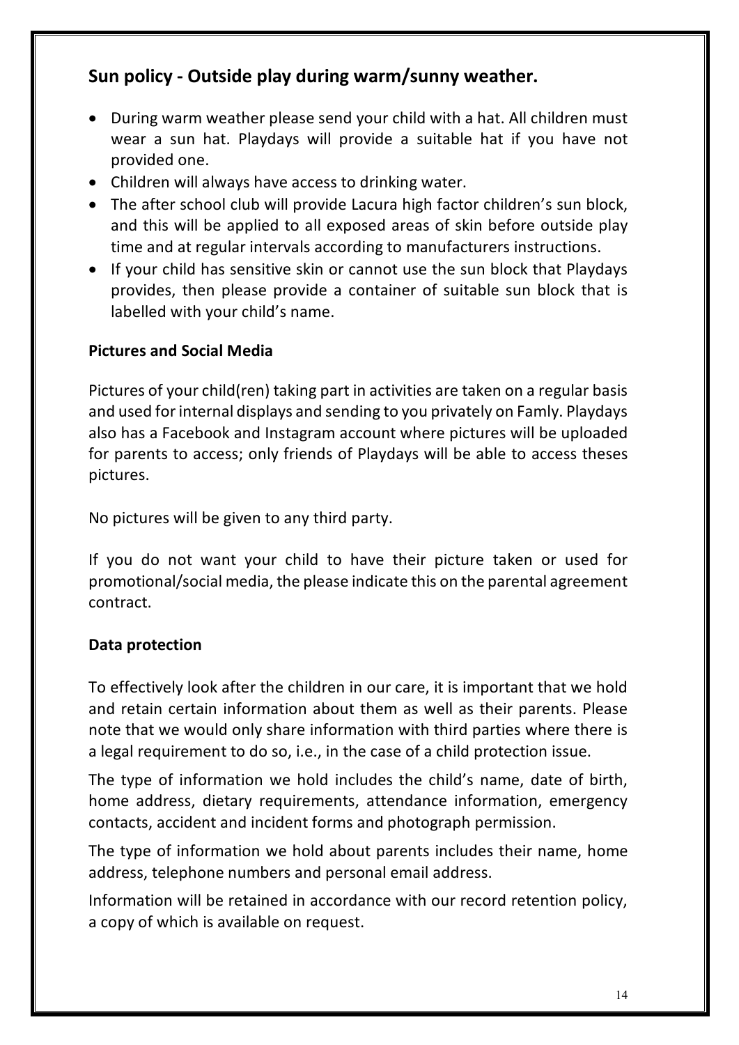## Sun policy - Outside play during warm/sunny weather.

- During warm weather please send your child with a hat. All children must wear a sun hat. Playdays will provide a suitable hat if you have not provided one.
- Children will always have access to drinking water.
- The after school club will provide Lacura high factor children's sun block, and this will be applied to all exposed areas of skin before outside play time and at regular intervals according to manufacturers instructions.
- If your child has sensitive skin or cannot use the sun block that Playdays provides, then please provide a container of suitable sun block that is labelled with your child's name.

### Pictures and Social Media

Pictures of your child(ren) taking part in activities are taken on a regular basis and used for internal displays and sending to you privately on Famly. Playdays also has a Facebook and Instagram account where pictures will be uploaded for parents to access; only friends of Playdays will be able to access theses pictures.

No pictures will be given to any third party.

If you do not want your child to have their picture taken or used for promotional/social media, the please indicate this on the parental agreement contract.

### Data protection

To effectively look after the children in our care, it is important that we hold and retain certain information about them as well as their parents. Please note that we would only share information with third parties where there is a legal requirement to do so, i.e., in the case of a child protection issue.

The type of information we hold includes the child's name, date of birth, home address, dietary requirements, attendance information, emergency contacts, accident and incident forms and photograph permission.

The type of information we hold about parents includes their name, home address, telephone numbers and personal email address.

Information will be retained in accordance with our record retention policy, a copy of which is available on request.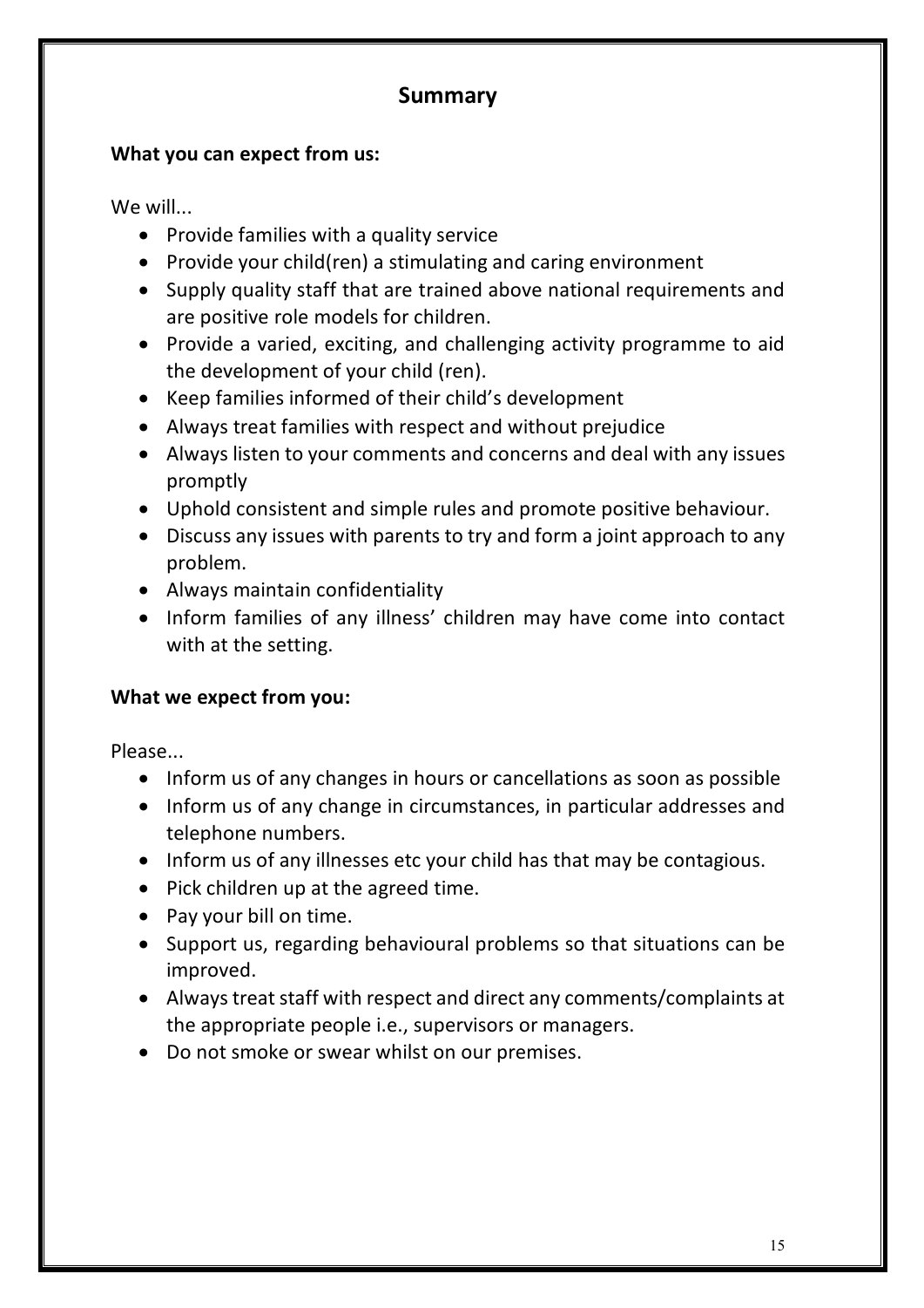## Summary

**What you can expect from us:**

We will...

- Provide families with a quality service
- Provide your child(ren) a stimulating and caring environment
- Supply quality staff that are trained above national requirements and are positive role models for children.
- Provide a varied, exciting, and challenging activity programme to aid the development of your child (ren).
- Keep families informed of their child's development
- Always treat families with respect and without prejudice
- Always listen to your comments and concerns and deal with any issues promptly
- Uphold consistent and simple rules and promote positive behaviour.
- Discuss any issues with parents to try and form a joint approach to any problem.
- Always maintain confidentiality
- Inform families of any illness' children may have come into contact with at the setting.

**What we expect from you:**

Please...

- Inform us of any changes in hours or cancellations as soon as possible
- Inform us of any change in circumstances, in particular addresses and telephone numbers.
- Inform us of any illnesses etc your child has that may be contagious.
- Pick children up at the agreed time.
- Pay your bill on time.
- Support us, regarding behavioural problems so that situations can be improved.
- Always treat staff with respect and direct any comments/complaints at the appropriate people i.e., supervisors or managers.
- Do not smoke or swear whilst on our premises.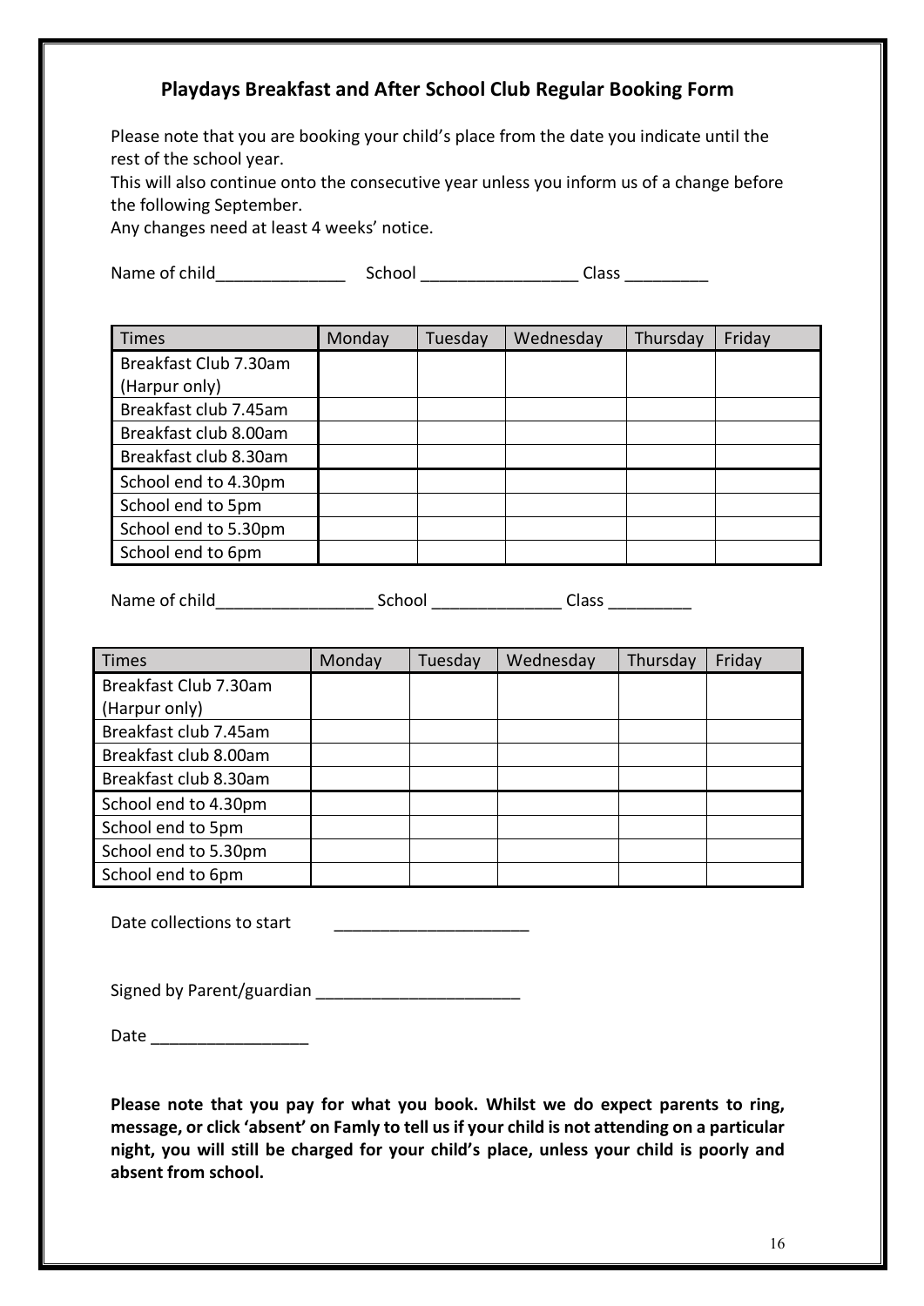## Playdays Breakfast and After School Club Regular Booking Form

Please note that you are booking your child's place from the date you indicate until the rest of the school year.
This will also continue onto the consecutive year unless you inform us of a change before the following September.
Any changes need at least 4 weeks' notice.

Name of child______________ School _________________ Class _________

| Times | Monday | Tuesday | Wednesday | Thursday | Friday |
|---|---|---|---|---|---|
| Breakfast Club 7.30am (Harpur only) | | | | | |
| Breakfast club 7.45am | | | | | |
| Breakfast club 8.00am | | | | | |
| Breakfast club 8.30am | | | | | |
| School end to 4.30pm | | | | | |
| School end to 5pm | | | | | |
| School end to 5.30pm | | | | | |
| School end to 6pm | | | | | |

Name of child_________________ School ______________ Class _________

| Times | Monday | Tuesday | Wednesday | Thursday | Friday |
|---|---|---|---|---|---|
| Breakfast Club 7.30am (Harpur only) | | | | | |
| Breakfast club 7.45am | | | | | |
| Breakfast club 8.00am | | | | | |
| Breakfast club 8.30am | | | | | |
| School end to 4.30pm | | | | | |
| School end to 5pm | | | | | |
| School end to 5.30pm | | | | | |
| School end to 6pm | | | | | |

Date collections to start ______________________

Signed by Parent/guardian ______________________

Date _________________

**Please note that you pay for what you book. Whilst we do expect parents to ring, message, or click 'absent' on Famly to tell us if your child is not attending on a particular night, you will still be charged for your child's place, unless your child is poorly and absent from school.**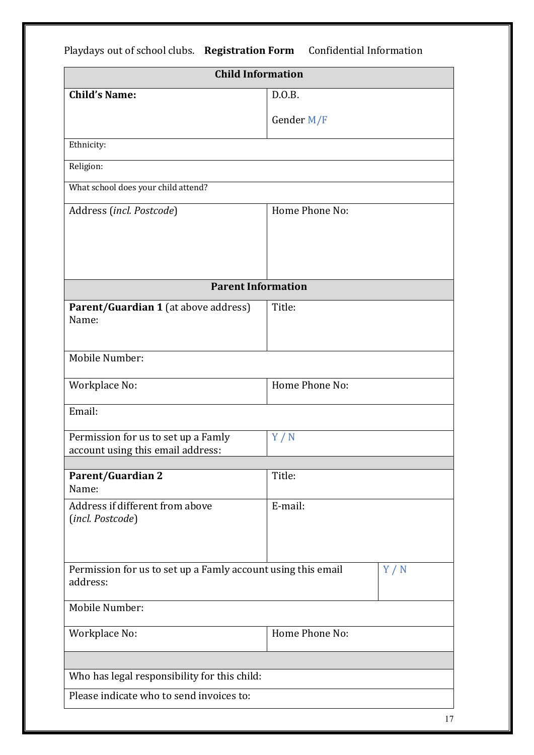Playdays out of school clubs. **Registration Form** Confidential Information

| **Child Information** | | |
|---|---|---|
| **Child's Name:** | D.O.B.<br><br>Gender M/F | |
| Ethnicity: | | |
| Religion: | | |
| What school does your child attend? | | |
| Address (*incl. Postcode*) | Home Phone No: | |
| **Parent Information** | | |
| **Parent/Guardian 1** (at above address)<br>Name: | Title: | |
| Mobile Number: | | |
| Workplace No: | Home Phone No: | |
| Email: | | |
| Permission for us to set up a Famly account using this email address: | Y / N | |
| | | |
| **Parent/Guardian 2**<br>Name: | Title: | |
| Address if different from above<br>(*incl. Postcode*) | E-mail: | |
| Permission for us to set up a Famly account using this email address: | | Y / N |
| Mobile Number: | | |
| Workplace No: | Home Phone No: | |
| | | |
| Who has legal responsibility for this child: | | |
| Please indicate who to send invoices to: | | |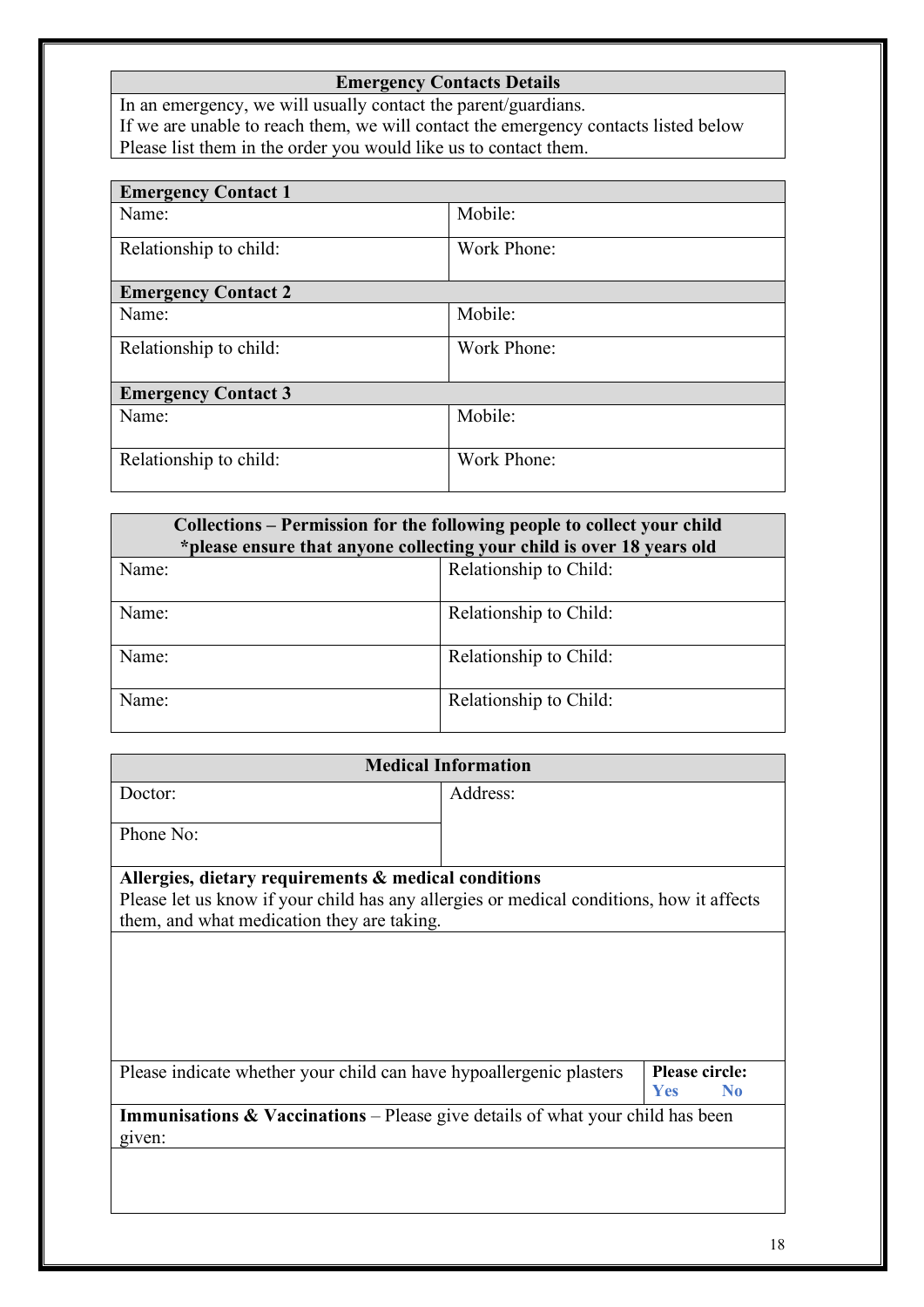| Emergency Contacts Details |
| --- |
| In an emergency, we will usually contact the parent/guardians.<br>If we are unable to reach them, we will contact the emergency contacts listed below<br>Please list them in the order you would like us to contact them. |

| **Emergency Contact 1** | |
| --- | --- |
| Name: | Mobile: |
| Relationship to child: | Work Phone: |
| **Emergency Contact 2** | |
| Name: | Mobile: |
| Relationship to child: | Work Phone: |
| **Emergency Contact 3** | |
| Name: | Mobile: |
| Relationship to child: | Work Phone: |

| Collections – Permission for the following people to collect your child<br>*please ensure that anyone collecting your child is over 18 years old | |
| --- | --- |
| Name: | Relationship to Child: |
| Name: | Relationship to Child: |
| Name: | Relationship to Child: |
| Name: | Relationship to Child: |

| Medical Information | |
| --- | --- |
| Doctor: | Address: |
| Phone No: | |
| **Allergies, dietary requirements & medical conditions**<br>Please let us know if your child has any allergies or medical conditions, how it affects them, and what medication they are taking. | |
| | |
| Please indicate whether your child can have hypoallergenic plasters | **Please circle:**<br>**Yes** **No** |
| **Immunisations & Vaccinations** – Please give details of what your child has been given: | |
| | |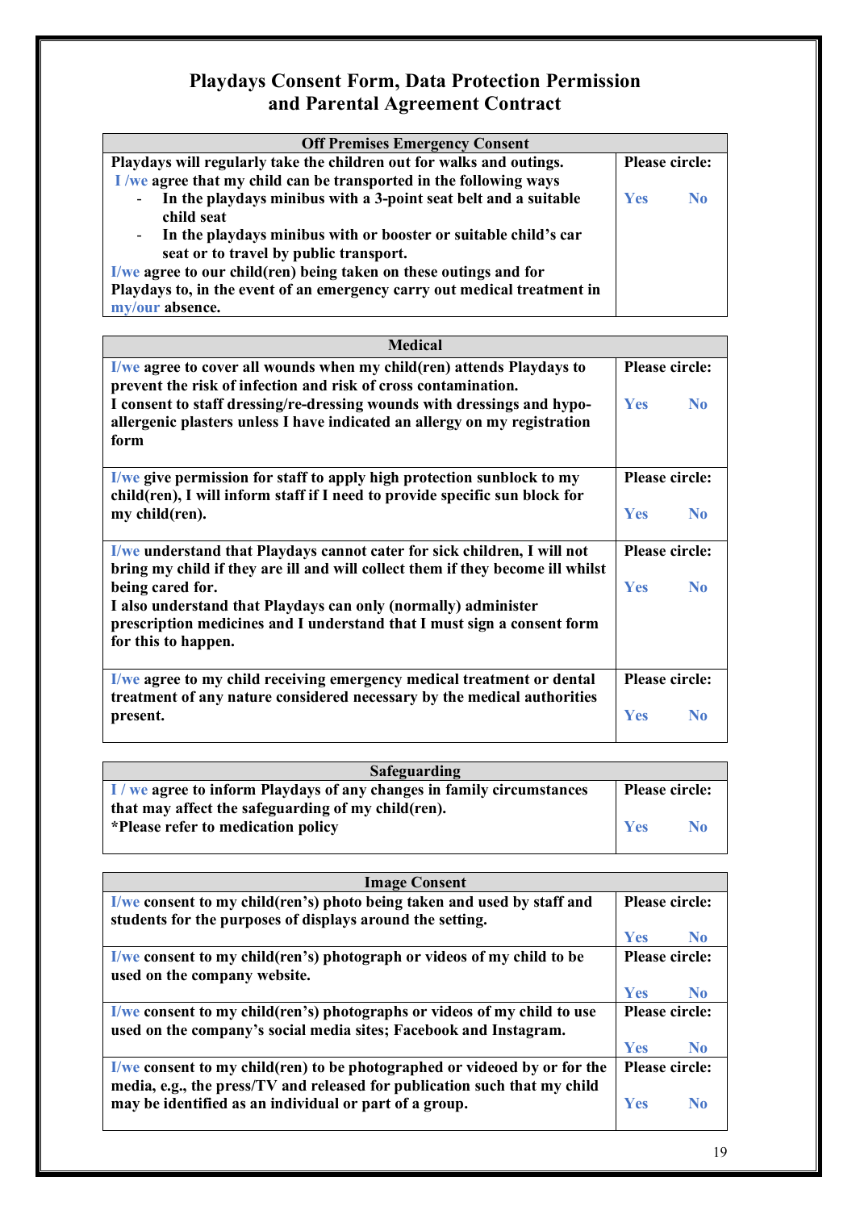# Playdays Consent Form, Data Protection Permission and Parental Agreement Contract

| Off Premises Emergency Consent | |
|---|---|
| **Playdays will regularly take the children out for walks and outings.**<br>**I /we agree that my child can be transported in the following ways**<br>- **In the playdays minibus with a 3-point seat belt and a suitable child seat**<br>- **In the playdays minibus with or booster or suitable child's car seat or to travel by public transport.**<br>**I/we agree to our child(ren) being taken on these outings and for Playdays to, in the event of an emergency carry out medical treatment in my/our absence.** | **Please circle:**<br><br>**Yes No** |

| Medical | |
|---|---|
| **I/we agree to cover all wounds when my child(ren) attends Playdays to prevent the risk of infection and risk of cross contamination.**<br>**I consent to staff dressing/re-dressing wounds with dressings and hypo-allergenic plasters unless I have indicated an allergy on my registration form** | **Please circle:**<br><br>**Yes No** |
| **I/we give permission for staff to apply high protection sunblock to my child(ren), I will inform staff if I need to provide specific sun block for my child(ren).** | **Please circle:**<br><br>**Yes No** |
| **I/we understand that Playdays cannot cater for sick children, I will not bring my child if they are ill and will collect them if they become ill whilst being cared for.**<br>**I also understand that Playdays can only (normally) administer prescription medicines and I understand that I must sign a consent form for this to happen.** | **Please circle:**<br><br>**Yes No** |
| **I/we agree to my child receiving emergency medical treatment or dental treatment of any nature considered necessary by the medical authorities present.** | **Please circle:**<br><br>**Yes No** |

| Safeguarding | |
|---|---|
| **I / we agree to inform Playdays of any changes in family circumstances that may affect the safeguarding of my child(ren).**<br>**\*Please refer to medication policy** | **Please circle:**<br><br>**Yes No** |

| Image Consent | |
|---|---|
| **I/we consent to my child(ren's) photo being taken and used by staff and students for the purposes of displays around the setting.** | **Please circle:**<br><br>**Yes No** |
| **I/we consent to my child(ren's) photograph or videos of my child to be used on the company website.** | **Please circle:**<br><br>**Yes No** |
| **I/we consent to my child(ren's) photographs or videos of my child to use used on the company's social media sites; Facebook and Instagram.** | **Please circle:**<br><br>**Yes No** |
| **I/we consent to my child(ren) to be photographed or videoed by or for the media, e.g., the press/TV and released for publication such that my child may be identified as an individual or part of a group.** | **Please circle:**<br><br>**Yes No** |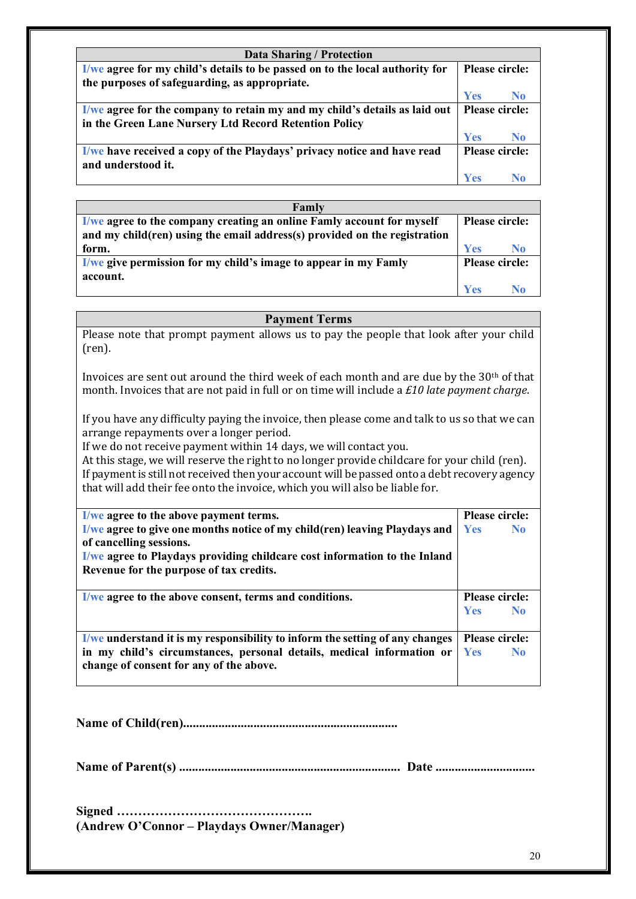| Data Sharing / Protection | |
|---|---|
| **I/we agree for my child's details to be passed on to the local authority for the purposes of safeguarding, as appropriate.** | **Please circle:** **Yes No** |
| **I/we agree for the company to retain my and my child's details as laid out in the Green Lane Nursery Ltd Record Retention Policy** | **Please circle:** **Yes No** |
| **I/we have received a copy of the Playdays' privacy notice and have read and understood it.** | **Please circle:** **Yes No** |

| Famly | |
|---|---|
| **I/we agree to the company creating an online Famly account for myself and my child(ren) using the email address(s) provided on the registration form.** | **Please circle:** **Yes No** |
| **I/we give permission for my child's image to appear in my Famly account.** | **Please circle:** **Yes No** |

| Payment Terms | |
|---|---|
| Please note that prompt payment allows us to pay the people that look after your child (ren).<br><br>Invoices are sent out around the third week of each month and are due by the 30th of that month. Invoices that are not paid in full or on time will include a *£10 late payment charge*.<br><br>If you have any difficulty paying the invoice, then please come and talk to us so that we can arrange repayments over a longer period.<br>If we do not receive payment within 14 days, we will contact you.<br>At this stage, we will reserve the right to no longer provide childcare for your child (ren).<br>If payment is still not received then your account will be passed onto a debt recovery agency that will add their fee onto the invoice, which you will also be liable for. | |
| **I/we agree to the above payment terms.**<br>**I/we agree to give one months notice of my child(ren) leaving Playdays and of cancelling sessions.**<br>**I/we agree to Playdays providing childcare cost information to the Inland Revenue for the purpose of tax credits.** | **Please circle:** **Yes No** |
| **I/we agree to the above consent, terms and conditions.** | **Please circle:** **Yes No** |
| **I/we understand it is my responsibility to inform the setting of any changes in my child's circumstances, personal details, medical information or change of consent for any of the above.** | **Please circle:** **Yes No** |

**Name of Child(ren)..................................................................**

**Name of Parent(s) .................................................................... Date ..............................**

**Signed ……………………………………….**
**(Andrew O'Connor – Playdays Owner/Manager)**